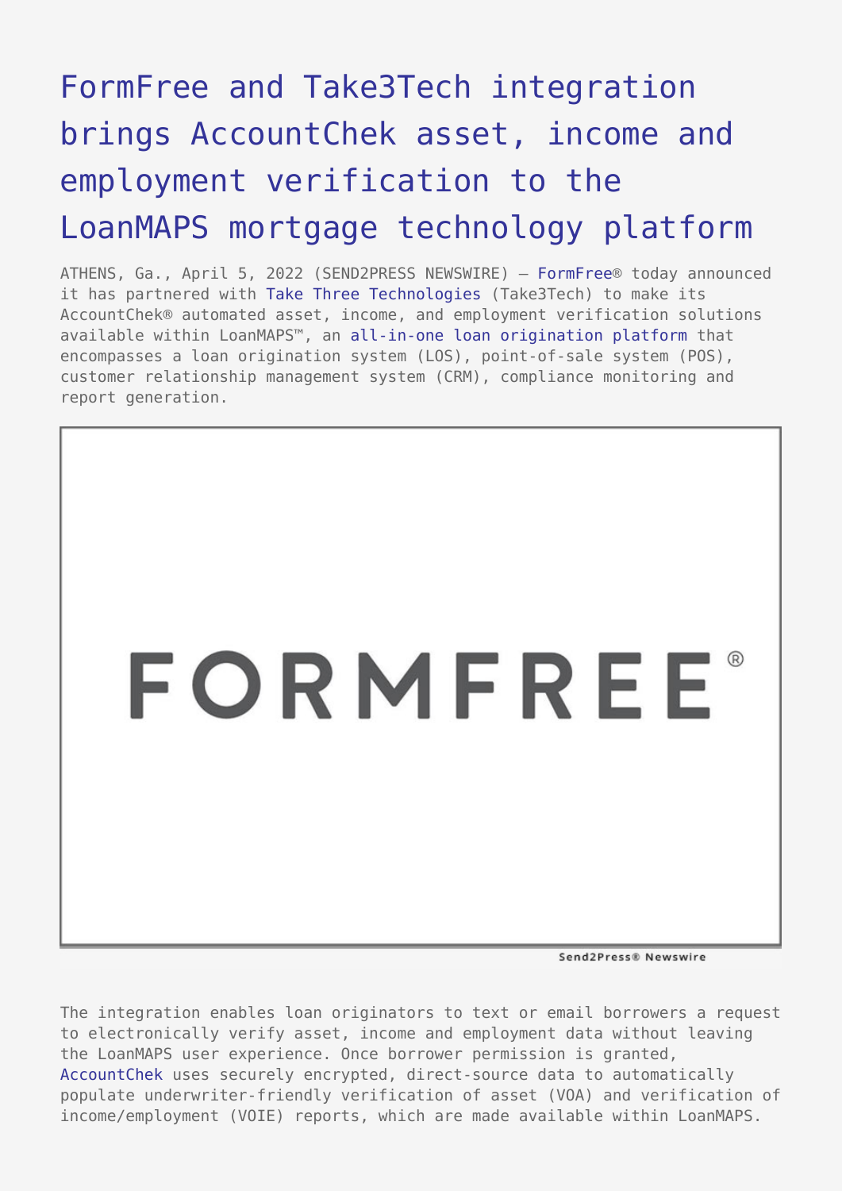# FormFree and Take3Tech integration brings AccountChek asset, income and employment verification to the LoanMAPS mortgage technology platform

ATHENS, Ga., April 5, 2022 (SEND2PRESS NEWSWIRE) — FormFree® today announced it has partnered with Take Three Technologies (Take3Tech) to make its AccountChek® automated asset, income, and employment verification solutions available within LoanMAPS™, an all-in-one loan origination platform that encompasses a loan origination system (LOS), point-of-sale system (POS), customer relationship management system (CRM), compliance monitoring and report generation.

The integration enables loan originators to text or email borrowers a request to electronically verify asset, income and employment data without leaving the LoanMAPS user experience. Once borrower permission is granted, AccountChek uses securely encrypted, direct-source data to automatically populate underwriter-friendly verification of asset (VOA) and verification of income/employment (VOIE) reports, which are made available within LoanMAPS.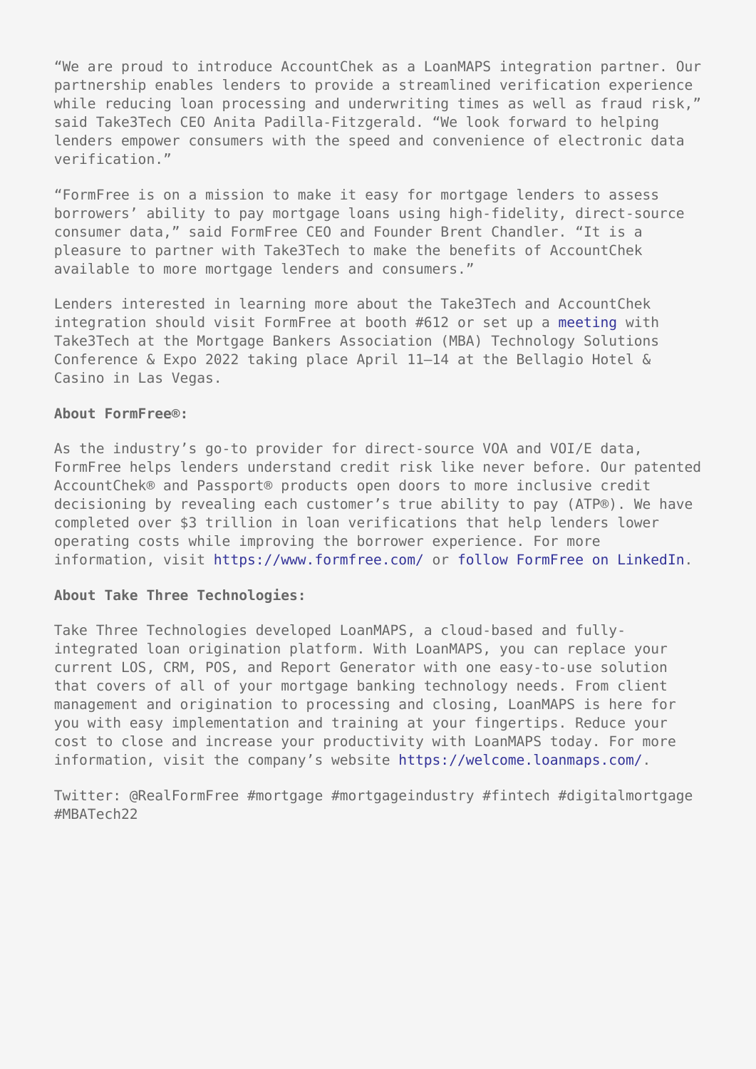"We are proud to introduce AccountChek as a LoanMAPS integration partner. Our partnership enables lenders to provide a streamlined verification experience while reducing loan processing and underwriting times as well as fraud risk," said Take3Tech CEO Anita Padilla-Fitzgerald. "We look forward to helping lenders empower consumers with the speed and convenience of electronic data verification."

"FormFree is on a mission to make it easy for mortgage lenders to assess borrowers' ability to pay mortgage loans using high-fidelity, direct-source consumer data," said FormFree CEO and Founder Brent Chandler. "It is a pleasure to partner with Take3Tech to make the benefits of AccountChek available to more mortgage lenders and consumers."

Lenders interested in learning more about the Take3Tech and AccountChek integration should visit FormFree at booth #612 or set up a meeting with Take3Tech at the Mortgage Bankers Association (MBA) Technology Solutions Conference & Expo 2022 taking place April 11–14 at the Bellagio Hotel & Casino in Las Vegas.

**About FormFree®:**

As the industry's go-to provider for direct-source VOA and VOI/E data, FormFree helps lenders understand credit risk like never before. Our patented AccountChek® and Passport® products open doors to more inclusive credit decisioning by revealing each customer's true ability to pay (ATP®). We have completed over $3 trillion in loan verifications that help lenders lower operating costs while improving the borrower experience. For more information, visit https://www.formfree.com/ or follow FormFree on LinkedIn.

**About Take Three Technologies:**

Take Three Technologies developed LoanMAPS, a cloud-based and fully-integrated loan origination platform. With LoanMAPS, you can replace your current LOS, CRM, POS, and Report Generator with one easy-to-use solution that covers of all of your mortgage banking technology needs. From client management and origination to processing and closing, LoanMAPS is here for you with easy implementation and training at your fingertips. Reduce your cost to close and increase your productivity with LoanMAPS today. For more information, visit the company's website https://welcome.loanmaps.com/.

Twitter: @RealFormFree #mortgage #mortgageindustry #fintech #digitalmortgage #MBATech22